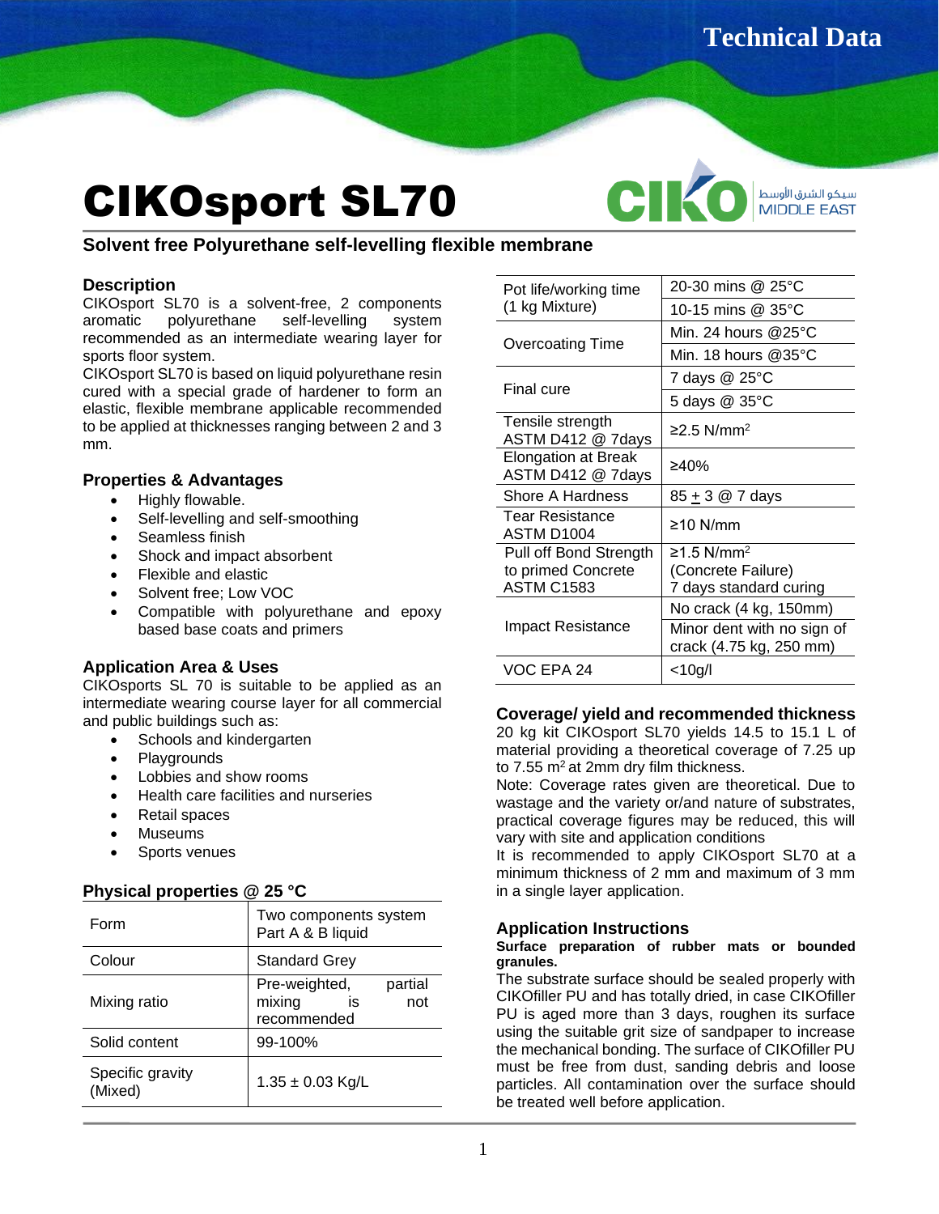# CIKOsport SL70

## Solvent free Polyurethane self-levelling flexible membrane

### Description

CIKOsport SL70 is a solvent-free, 2 components aromatic polyurethane self-levelling system recommended as an intermediate wearing layer for sports floor system.

CIKOsport SL70 is based on liquid polyurethane resin cured with a special grade of hardener to form an elastic, flexible membrane applicable recommended to be applied at thicknesses ranging between 2 and 3 mm.

### Properties & Advantages

- Highly flowable.
- Self-levelling and self-smoothing
- Seamless finish
- Shock and impact absorbent
- Flexible and elastic
- Solvent free; Low VOC
- Compatible with polyurethane and epoxy based base coats and primers

### Application Area & Uses

CIKOsports SL 70 is suitable to be applied as an intermediate wearing course layer for all commercial and public buildings such as:

- Schools and kindergarten
- Playgrounds
- Lobbies and show rooms
- Health care facilities and nurseries
- Retail spaces
- Museums
- Sports venues

### Physical properties @ 25 °C

| | |
|---|---|
| Form | Two components system Part A & B liquid |
| Colour | Standard Grey |
| Mixing ratio | Pre-weighted, partial mixing is not recommended |
| Solid content | 99-100% |
| Specific gravity (Mixed) | 1.35 ± 0.03 Kg/L |
| Pot life/working time (1 kg Mixture) | 20-30 mins @ 25°C |
| | 10-15 mins @ 35°C |
| Overcoating Time | Min. 24 hours @25°C |
| | Min. 18 hours @35°C |
| Final cure | 7 days @ 25°C |
| | 5 days @ 35°C |
| Tensile strength ASTM D412 @ 7days | ≥2.5 N/mm² |
| Elongation at Break ASTM D412 @ 7days | ≥40% |
| Shore A Hardness | 85 ± 3 @ 7 days |
| Tear Resistance ASTM D1004 | ≥10 N/mm |
| Pull off Bond Strength to primed Concrete ASTM C1583 | ≥1.5 N/mm² (Concrete Failure) 7 days standard curing |
| Impact Resistance | No crack (4 kg, 150mm) |
| | Minor dent with no sign of crack (4.75 kg, 250 mm) |
| VOC EPA 24 | <10g/l |

### Coverage/ yield and recommended thickness

20 kg kit CIKOsport SL70 yields 14.5 to 15.1 L of material providing a theoretical coverage of 7.25 up to 7.55 m² at 2mm dry film thickness.

Note: Coverage rates given are theoretical. Due to wastage and the variety or/and nature of substrates, practical coverage figures may be reduced, this will vary with site and application conditions

It is recommended to apply CIKOsport SL70 at a minimum thickness of 2 mm and maximum of 3 mm in a single layer application.

### Application Instructions

**Surface preparation of rubber mats or bounded granules.**

The substrate surface should be sealed properly with CIKOfiller PU and has totally dried, in case CIKOfiller PU is aged more than 3 days, roughen its surface using the suitable grit size of sandpaper to increase the mechanical bonding. The surface of CIKOfiller PU must be free from dust, sanding debris and loose particles. All contamination over the surface should be treated well before application.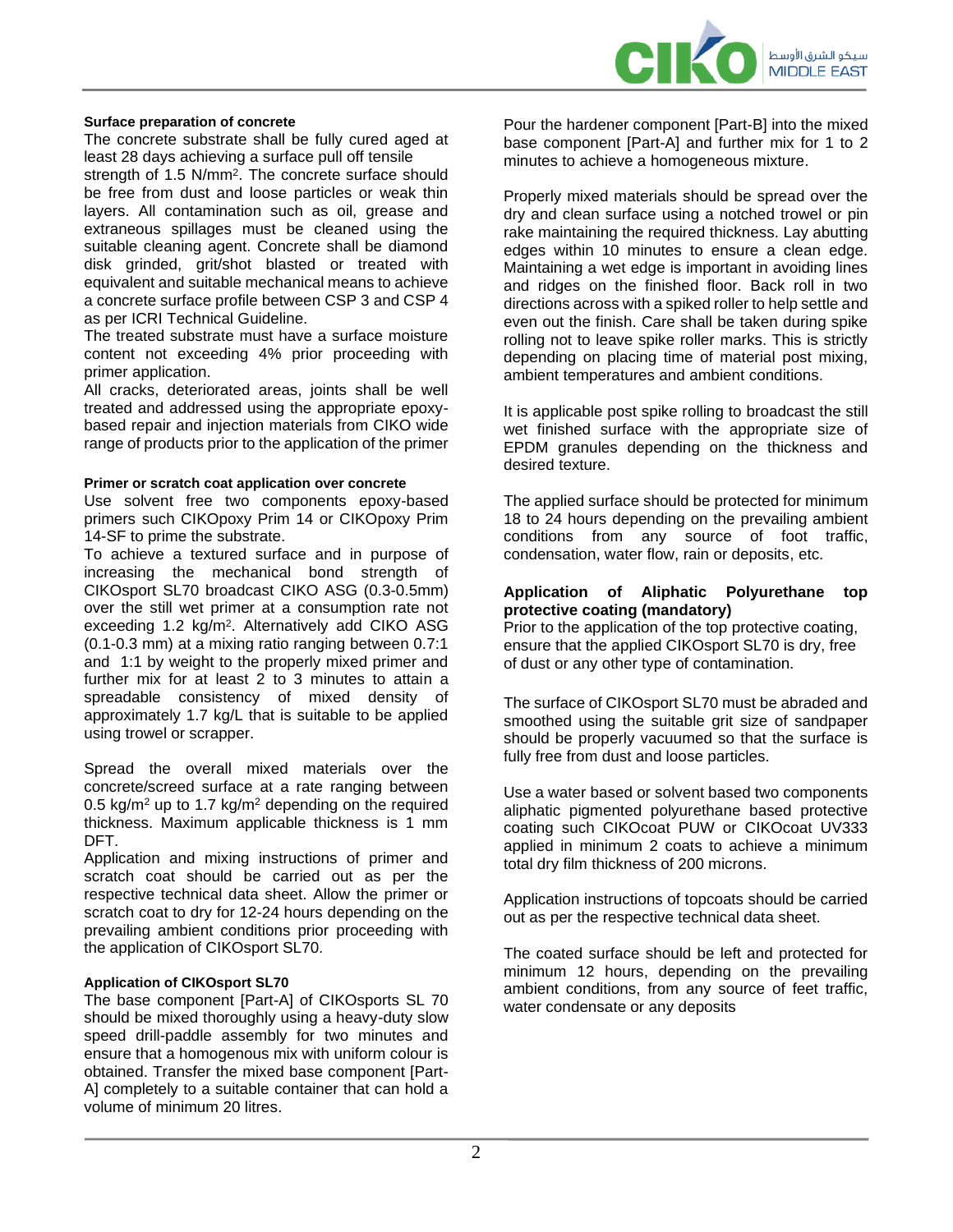**Surface preparation of concrete**

The concrete substrate shall be fully cured aged at least 28 days achieving a surface pull off tensile strength of 1.5 N/mm$^2$. The concrete surface should be free from dust and loose particles or weak thin layers. All contamination such as oil, grease and extraneous spillages must be cleaned using the suitable cleaning agent. Concrete shall be diamond disk grinded, grit/shot blasted or treated with equivalent and suitable mechanical means to achieve a concrete surface profile between CSP 3 and CSP 4 as per ICRI Technical Guideline.

The treated substrate must have a surface moisture content not exceeding 4% prior proceeding with primer application.

All cracks, deteriorated areas, joints shall be well treated and addressed using the appropriate epoxy-based repair and injection materials from CIKO wide range of products prior to the application of the primer

**Primer or scratch coat application over concrete**

Use solvent free two components epoxy-based primers such CIKOpoxy Prim 14 or CIKOpoxy Prim 14-SF to prime the substrate.

To achieve a textured surface and in purpose of increasing the mechanical bond strength of CIKOsport SL70 broadcast CIKO ASG (0.3-0.5mm) over the still wet primer at a consumption rate not exceeding 1.2 kg/m$^2$. Alternatively add CIKO ASG (0.1-0.3 mm) at a mixing ratio ranging between 0.7:1 and 1:1 by weight to the properly mixed primer and further mix for at least 2 to 3 minutes to attain a spreadable consistency of mixed density of approximately 1.7 kg/L that is suitable to be applied using trowel or scrapper.

Spread the overall mixed materials over the concrete/screed surface at a rate ranging between 0.5 kg/m$^2$ up to 1.7 kg/m$^2$ depending on the required thickness. Maximum applicable thickness is 1 mm DFT.

Application and mixing instructions of primer and scratch coat should be carried out as per the respective technical data sheet. Allow the primer or scratch coat to dry for 12-24 hours depending on the prevailing ambient conditions prior proceeding with the application of CIKOsport SL70.

**Application of CIKOsport SL70**

The base component [Part-A] of CIKOsports SL 70 should be mixed thoroughly using a heavy-duty slow speed drill-paddle assembly for two minutes and ensure that a homogenous mix with uniform colour is obtained. Transfer the mixed base component [Part-A] completely to a suitable container that can hold a volume of minimum 20 litres.

Pour the hardener component [Part-B] into the mixed base component [Part-A] and further mix for 1 to 2 minutes to achieve a homogeneous mixture.

Properly mixed materials should be spread over the dry and clean surface using a notched trowel or pin rake maintaining the required thickness. Lay abutting edges within 10 minutes to ensure a clean edge. Maintaining a wet edge is important in avoiding lines and ridges on the finished floor. Back roll in two directions across with a spiked roller to help settle and even out the finish. Care shall be taken during spike rolling not to leave spike roller marks. This is strictly depending on placing time of material post mixing, ambient temperatures and ambient conditions.

It is applicable post spike rolling to broadcast the still wet finished surface with the appropriate size of EPDM granules depending on the thickness and desired texture.

The applied surface should be protected for minimum 18 to 24 hours depending on the prevailing ambient conditions from any source of foot traffic, condensation, water flow, rain or deposits, etc.

**Application of Aliphatic Polyurethane top protective coating (mandatory)**

Prior to the application of the top protective coating, ensure that the applied CIKOsport SL70 is dry, free of dust or any other type of contamination.

The surface of CIKOsport SL70 must be abraded and smoothed using the suitable grit size of sandpaper should be properly vacuumed so that the surface is fully free from dust and loose particles.

Use a water based or solvent based two components aliphatic pigmented polyurethane based protective coating such CIKOcoat PUW or CIKOcoat UV333 applied in minimum 2 coats to achieve a minimum total dry film thickness of 200 microns.

Application instructions of topcoats should be carried out as per the respective technical data sheet.

The coated surface should be left and protected for minimum 12 hours, depending on the prevailing ambient conditions, from any source of feet traffic, water condensate or any deposits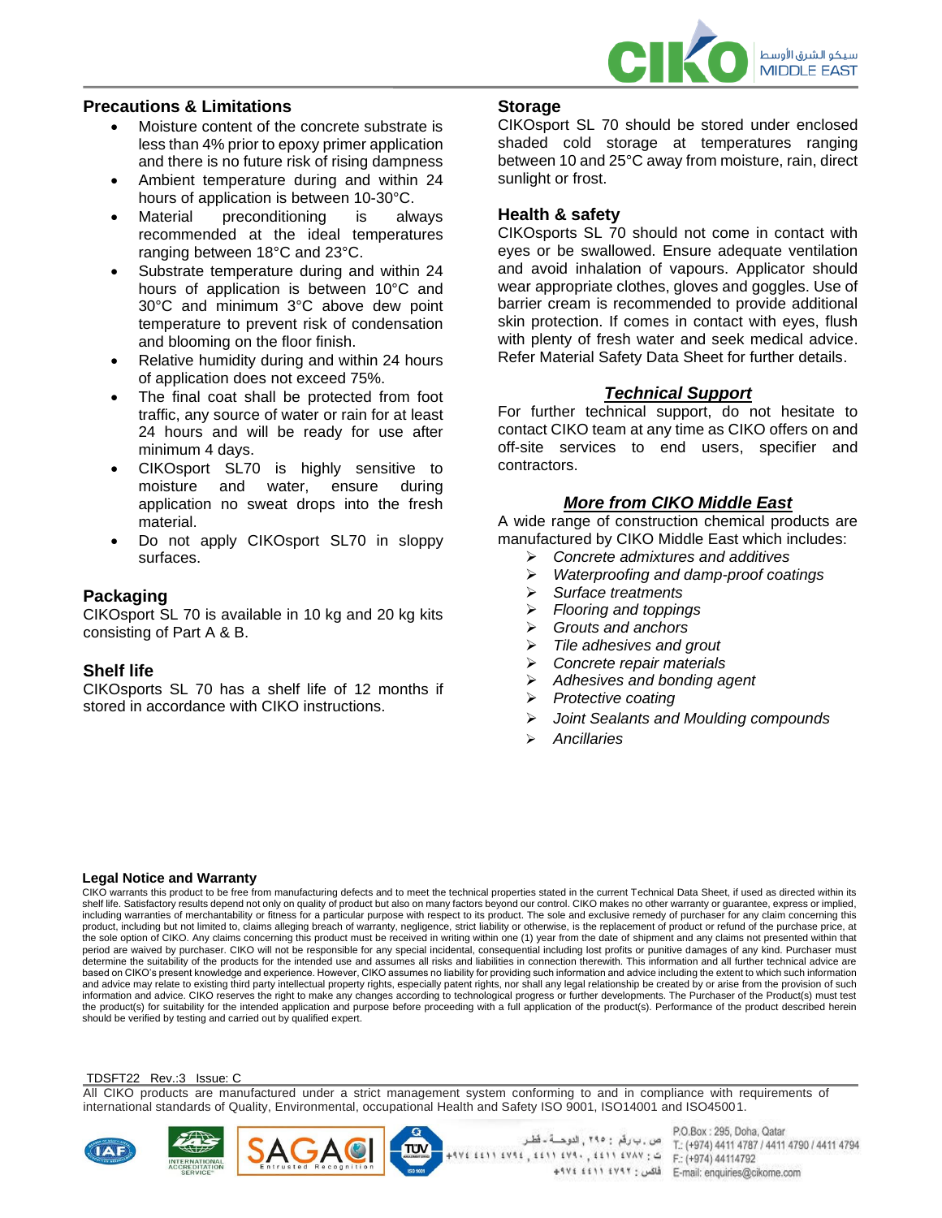## Precautions & Limitations

- Moisture content of the concrete substrate is less than 4% prior to epoxy primer application and there is no future risk of rising dampness
- Ambient temperature during and within 24 hours of application is between 10-30°C.
- Material preconditioning is always recommended at the ideal temperatures ranging between 18°C and 23°C.
- Substrate temperature during and within 24 hours of application is between 10°C and 30°C and minimum 3°C above dew point temperature to prevent risk of condensation and blooming on the floor finish.
- Relative humidity during and within 24 hours of application does not exceed 75%.
- The final coat shall be protected from foot traffic, any source of water or rain for at least 24 hours and will be ready for use after minimum 4 days.
- CIKOsport SL70 is highly sensitive to moisture and water, ensure during application no sweat drops into the fresh material.
- Do not apply CIKOsport SL70 in sloppy surfaces.

## Packaging

CIKOsport SL 70 is available in 10 kg and 20 kg kits consisting of Part A & B.

## Shelf life

CIKOsports SL 70 has a shelf life of 12 months if stored in accordance with CIKO instructions.

## Storage

CIKOsport SL 70 should be stored under enclosed shaded cold storage at temperatures ranging between 10 and 25°C away from moisture, rain, direct sunlight or frost.

## Health & safety

CIKOsports SL 70 should not come in contact with eyes or be swallowed. Ensure adequate ventilation and avoid inhalation of vapours. Applicator should wear appropriate clothes, gloves and goggles. Use of barrier cream is recommended to provide additional skin protection. If comes in contact with eyes, flush with plenty of fresh water and seek medical advice. Refer Material Safety Data Sheet for further details.

## ***Technical Support***

For further technical support, do not hesitate to contact CIKO team at any time as CIKO offers on and off-site services to end users, specifier and contractors.

## ***More from CIKO Middle East***

A wide range of construction chemical products are manufactured by CIKO Middle East which includes:

- *Concrete admixtures and additives*
- *Waterproofing and damp-proof coatings*
- *Surface treatments*
- *Flooring and toppings*
- *Grouts and anchors*
- *Tile adhesives and grout*
- *Concrete repair materials*
- *Adhesives and bonding agent*
- *Protective coating*
- *Joint Sealants and Moulding compounds*
- *Ancillaries*

**Legal Notice and Warranty**

CIKO warrants this product to be free from manufacturing defects and to meet the technical properties stated in the current Technical Data Sheet, if used as directed within its shelf life. Satisfactory results depend not only on quality of product but also on many factors beyond our control. CIKO makes no other warranty or guarantee, express or implied, including warranties of merchantability or fitness for a particular purpose with respect to its product. The sole and exclusive remedy of purchaser for any claim concerning this product, including but not limited to, claims alleging breach of warranty, negligence, strict liability or otherwise, is the replacement of product or refund of the purchase price, at the sole option of CIKO. Any claims concerning this product must be received in writing within one (1) year from the date of shipment and any claims not presented within that period are waived by purchaser. CIKO will not be responsible for any special incidental, consequential including lost profits or punitive damages of any kind. Purchaser must determine the suitability of the products for the intended use and assumes all risks and liabilities in connection therewith. This information and all further technical advice are based on CIKO's present knowledge and experience. However, CIKO assumes no liability for providing such information and advice including the extent to which such information and advice may relate to existing third party intellectual property rights, especially patent rights, nor shall any legal relationship be created by or arise from the provision of such information and advice. CIKO reserves the right to make any changes according to technological progress or further developments. The Purchaser of the Product(s) must test the product(s) for suitability for the intended application and purpose before proceeding with a full application of the product(s). Performance of the product described herein should be verified by testing and carried out by qualified expert.

TDSFT22 Rev.:3 Issue: C

All CIKO products are manufactured under a strict management system conforming to and in compliance with requirements of international standards of Quality, Environmental, occupational Health and Safety ISO 9001, ISO14001 and ISO45001.

ص.ب رقم : ٢٩٥ ، الدوحة - قطر
ت : ٤٤١١٤٧٨٧ ، ٤٤١١٤٧٩٠ ، ٤٤١١٤٧٩٤ +٩٧٤
فاكس : ٤٤١١٤٧٩٢ +٩٧٤

P.O.Box : 295, Doha, Qatar
T.: (+974) 4411 4787 / 4411 4790 / 4411 4794
F.: (+974) 44114792
E-mail: enquiries@cikome.com